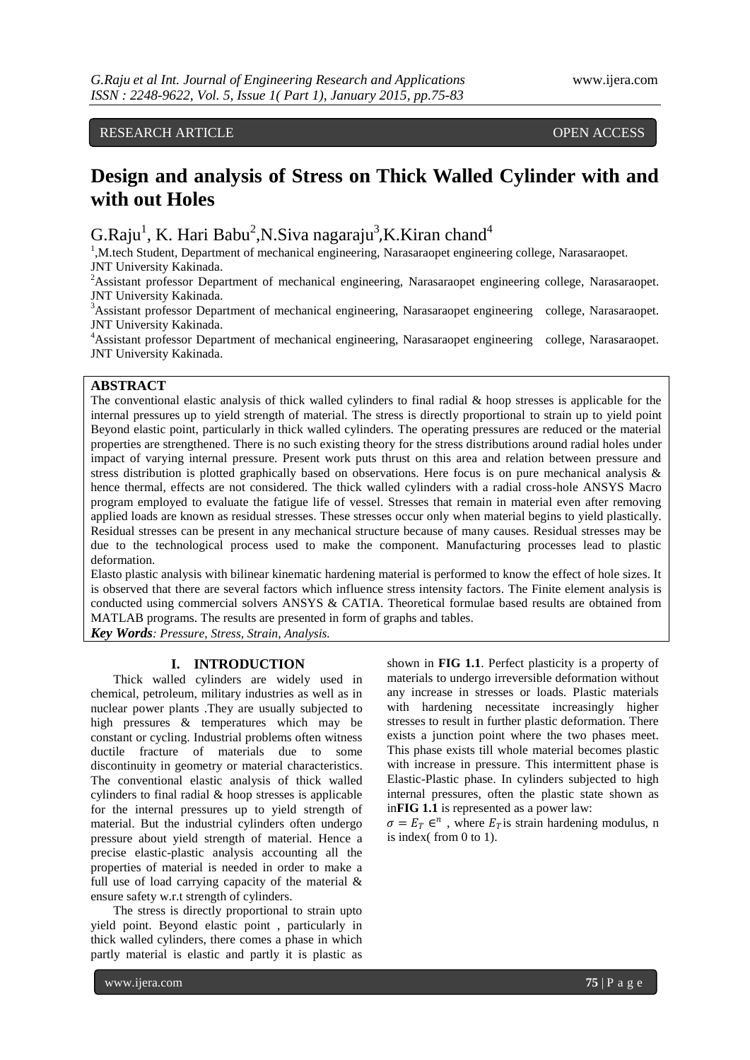RESEARCH ARTICLE OPEN ACCESS

# Design and analysis of Stress on Thick Walled Cylinder with and with out Holes

G.Raju[1], K. Hari Babu[2],N.Siva nagaraju[3],K.Kiran chand[4]

[1],M.tech Student, Department of mechanical engineering, Narasaraopet engineering college, Narasaraopet. JNT University Kakinada.

[2]Assistant professor Department of mechanical engineering, Narasaraopet engineering college, Narasaraopet. JNT University Kakinada.

[3]Assistant professor Department of mechanical engineering, Narasaraopet engineering college, Narasaraopet. JNT University Kakinada.

[4]Assistant professor Department of mechanical engineering, Narasaraopet engineering college, Narasaraopet. JNT University Kakinada.

## ABSTRACT

The conventional elastic analysis of thick walled cylinders to final radial & hoop stresses is applicable for the internal pressures up to yield strength of material. The stress is directly proportional to strain up to yield point Beyond elastic point, particularly in thick walled cylinders. The operating pressures are reduced or the material properties are strengthened. There is no such existing theory for the stress distributions around radial holes under impact of varying internal pressure. Present work puts thrust on this area and relation between pressure and stress distribution is plotted graphically based on observations. Here focus is on pure mechanical analysis & hence thermal, effects are not considered. The thick walled cylinders with a radial cross-hole ANSYS Macro program employed to evaluate the fatigue life of vessel. Stresses that remain in material even after removing applied loads are known as residual stresses. These stresses occur only when material begins to yield plastically. Residual stresses can be present in any mechanical structure because of many causes. Residual stresses may be due to the technological process used to make the component. Manufacturing processes lead to plastic deformation.

Elasto plastic analysis with bilinear kinematic hardening material is performed to know the effect of hole sizes. It is observed that there are several factors which influence stress intensity factors. The Finite element analysis is conducted using commercial solvers ANSYS & CATIA. Theoretical formulae based results are obtained from MATLAB programs. The results are presented in form of graphs and tables.

***Key Words**: Pressure, Stress, Strain, Analysis.*

## I. INTRODUCTION

Thick walled cylinders are widely used in chemical, petroleum, military industries as well as in nuclear power plants .They are usually subjected to high pressures & temperatures which may be constant or cycling. Industrial problems often witness ductile fracture of materials due to some discontinuity in geometry or material characteristics. The conventional elastic analysis of thick walled cylinders to final radial & hoop stresses is applicable for the internal pressures up to yield strength of material. But the industrial cylinders often undergo pressure about yield strength of material. Hence a precise elastic-plastic analysis accounting all the properties of material is needed in order to make a full use of load carrying capacity of the material & ensure safety w.r.t strength of cylinders.

The stress is directly proportional to strain upto yield point. Beyond elastic point , particularly in thick walled cylinders, there comes a phase in which partly material is elastic and partly it is plastic as shown in **FIG 1.1**. Perfect plasticity is a property of materials to undergo irreversible deformation without any increase in stresses or loads. Plastic materials with hardening necessitate increasingly higher stresses to result in further plastic deformation. There exists a junction point where the two phases meet. This phase exists till whole material becomes plastic with increase in pressure. This intermittent phase is Elastic-Plastic phase. In cylinders subjected to high internal pressures, often the plastic state shown as in**FIG 1.1** is represented as a power law:

$\sigma = E_T \in^n$ , where $E_T$ is strain hardening modulus, n is index( from 0 to 1).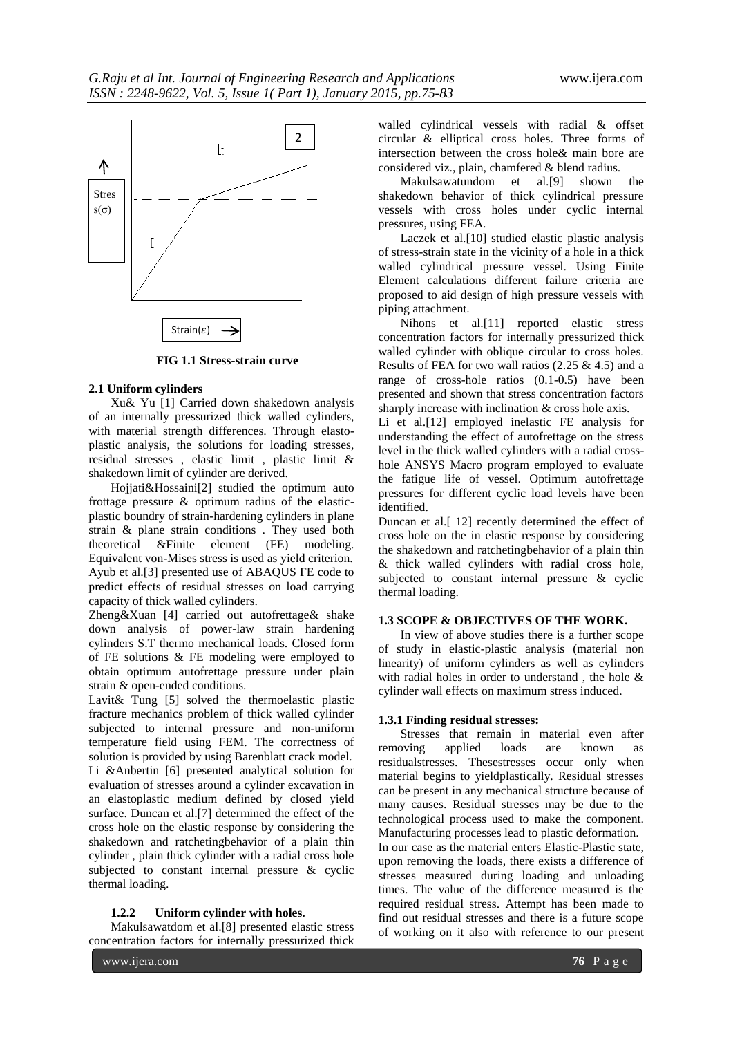FIG 1.1 Stress-strain curve

### 2.1 Uniform cylinders

Xu& Yu [1] Carried down shakedown analysis of an internally pressurized thick walled cylinders, with material strength differences. Through elasto-plastic analysis, the solutions for loading stresses, residual stresses , elastic limit , plastic limit & shakedown limit of cylinder are derived.

Hojjati&Hossaini[2] studied the optimum auto frottage pressure & optimum radius of the elastic-plastic boundry of strain-hardening cylinders in plane strain & plane strain conditions . They used both theoretical &Finite element (FE) modeling. Equivalent von-Mises stress is used as yield criterion.

Ayub et al.[3] presented use of ABAQUS FE code to predict effects of residual stresses on load carrying capacity of thick walled cylinders.

Zheng&Xuan [4] carried out autofrettage& shake down analysis of power-law strain hardening cylinders S.T thermo mechanical loads. Closed form of FE solutions & FE modeling were employed to obtain optimum autofrettage pressure under plain strain & open-ended conditions.

Lavit& Tung [5] solved the thermoelastic plastic fracture mechanics problem of thick walled cylinder subjected to internal pressure and non-uniform temperature field using FEM. The correctness of solution is provided by using Barenblatt crack model.

Li &Anbertin [6] presented analytical solution for evaluation of stresses around a cylinder excavation in an elastoplastic medium defined by closed yield surface. Duncan et al.[7] determined the effect of the cross hole on the elastic response by considering the shakedown and ratchetingbehavior of a plain thin cylinder , plain thick cylinder with a radial cross hole subjected to constant internal pressure & cyclic thermal loading.

### 1.2.2 Uniform cylinder with holes.

Makulsawatdom et al.[8] presented elastic stress concentration factors for internally pressurized thick walled cylindrical vessels with radial & offset circular & elliptical cross holes. Three forms of intersection between the cross hole& main bore are considered viz., plain, chamfered & blend radius.

Makulsawatundom et al.[9] shown the shakedown behavior of thick cylindrical pressure vessels with cross holes under cyclic internal pressures, using FEA.

Laczek et al.[10] studied elastic plastic analysis of stress-strain state in the vicinity of a hole in a thick walled cylindrical pressure vessel. Using Finite Element calculations different failure criteria are proposed to aid design of high pressure vessels with piping attachment.

Nihons et al.[11] reported elastic stress concentration factors for internally pressurized thick walled cylinder with oblique circular to cross holes. Results of FEA for two wall ratios (2.25 & 4.5) and a range of cross-hole ratios (0.1-0.5) have been presented and shown that stress concentration factors sharply increase with inclination & cross hole axis.

Li et al.[12] employed inelastic FE analysis for understanding the effect of autofrettage on the stress level in the thick walled cylinders with a radial cross-hole ANSYS Macro program employed to evaluate the fatigue life of vessel. Optimum autofrettage pressures for different cyclic load levels have been identified.

Duncan et al.[ 12] recently determined the effect of cross hole on the in elastic response by considering the shakedown and ratchetingbehavior of a plain thin & thick walled cylinders with radial cross hole, subjected to constant internal pressure & cyclic thermal loading.

### 1.3 SCOPE & OBJECTIVES OF THE WORK.

In view of above studies there is a further scope of study in elastic-plastic analysis (material non linearity) of uniform cylinders as well as cylinders with radial holes in order to understand , the hole & cylinder wall effects on maximum stress induced.

### 1.3.1 Finding residual stresses:

Stresses that remain in material even after removing applied loads are known as residualstresses. Thesestresses occur only when material begins to yieldplastically. Residual stresses can be present in any mechanical structure because of many causes. Residual stresses may be due to the technological process used to make the component. Manufacturing processes lead to plastic deformation.

In our case as the material enters Elastic-Plastic state, upon removing the loads, there exists a difference of stresses measured during loading and unloading times. The value of the difference measured is the required residual stress. Attempt has been made to find out residual stresses and there is a future scope of working on it also with reference to our present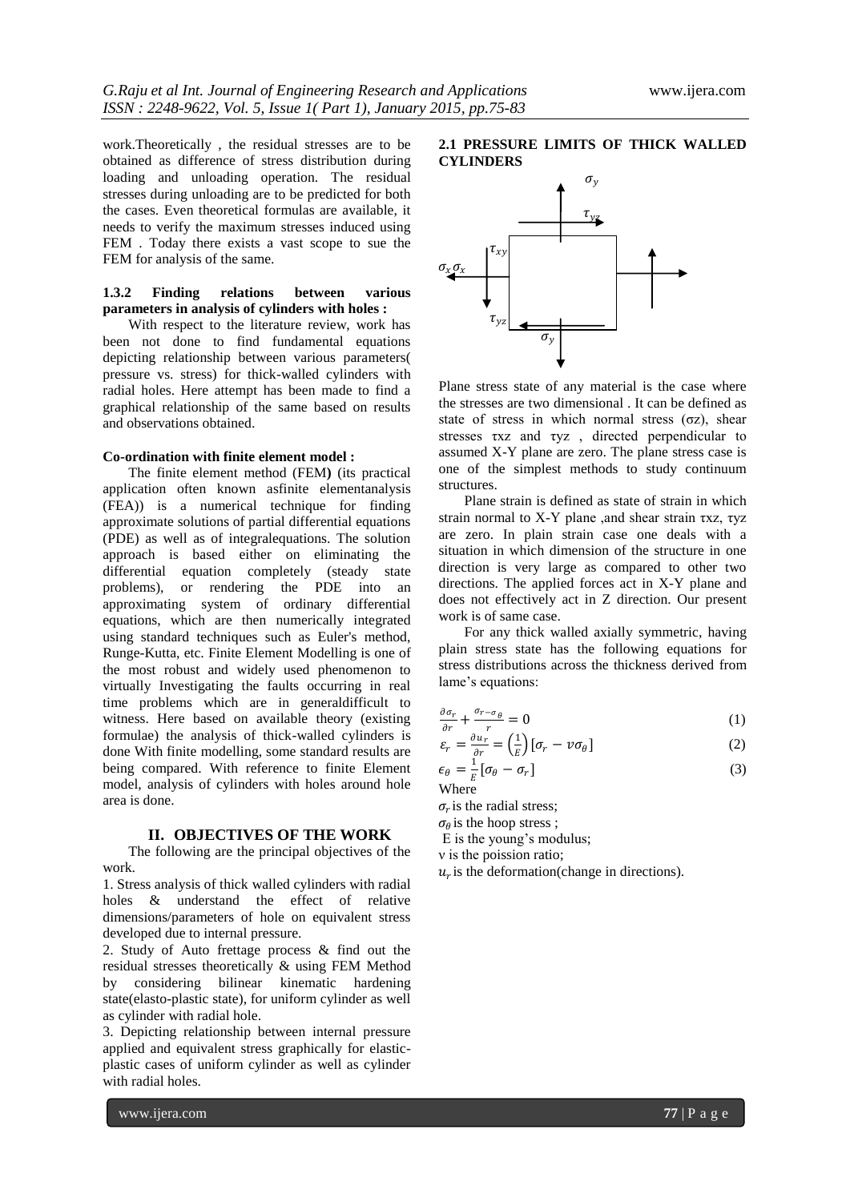work.Theoretically , the residual stresses are to be obtained as difference of stress distribution during loading and unloading operation. The residual stresses during unloading are to be predicted for both the cases. Even theoretical formulas are available, it needs to verify the maximum stresses induced using FEM . Today there exists a vast scope to sue the FEM for analysis of the same.

#### 1.3.2 Finding relations between various parameters in analysis of cylinders with holes :

With respect to the literature review, work has been not done to find fundamental equations depicting relationship between various parameters( pressure vs. stress) for thick-walled cylinders with radial holes. Here attempt has been made to find a graphical relationship of the same based on results and observations obtained.

#### Co-ordination with finite element model :

The finite element method (FEM**)** (its practical application often known asfinite elementanalysis (FEA)) is a numerical technique for finding approximate solutions of partial differential equations (PDE) as well as of integralequations. The solution approach is based either on eliminating the differential equation completely (steady state problems), or rendering the PDE into an approximating system of ordinary differential equations, which are then numerically integrated using standard techniques such as Euler's method, Runge-Kutta, etc. Finite Element Modelling is one of the most robust and widely used phenomenon to virtually Investigating the faults occurring in real time problems which are in generaldifficult to witness. Here based on available theory (existing formulae) the analysis of thick-walled cylinders is done With finite modelling, some standard results are being compared. With reference to finite Element model, analysis of cylinders with holes around hole area is done.

## II. OBJECTIVES OF THE WORK

The following are the principal objectives of the work.

1. Stress analysis of thick walled cylinders with radial holes & understand the effect of relative dimensions/parameters of hole on equivalent stress developed due to internal pressure.
2. Study of Auto frettage process & find out the residual stresses theoretically & using FEM Method by considering bilinear kinematic hardening state(elasto-plastic state), for uniform cylinder as well as cylinder with radial hole.
3. Depicting relationship between internal pressure applied and equivalent stress graphically for elastic-plastic cases of uniform cylinder as well as cylinder with radial holes.

### 2.1 PRESSURE LIMITS OF THICK WALLED CYLINDERS

Plane stress state of any material is the case where the stresses are two dimensional . It can be defined as state of stress in which normal stress (σz), shear stresses τxz and τyz , directed perpendicular to assumed X-Y plane are zero. The plane stress case is one of the simplest methods to study continuum structures.

Plane strain is defined as state of strain in which strain normal to X-Y plane ,and shear strain τxz, τyz are zero. In plain strain case one deals with a situation in which dimension of the structure in one direction is very large as compared to other two directions. The applied forces act in X-Y plane and does not effectively act in Z direction. Our present work is of same case.

For any thick walled axially symmetric, having plain stress state has the following equations for stress distributions across the thickness derived from lame's equations:

$$\frac{\partial \sigma_r}{\partial r} + \frac{\sigma_{r-\sigma_\theta}}{r} = 0 \tag{1}$$

$$\varepsilon_r = \frac{\partial u_r}{\partial r} = \left(\frac{1}{E}\right)[\sigma_r - v\sigma_\theta] \tag{2}$$

$$\epsilon_\theta = \frac{1}{E}[\sigma_\theta - \sigma_r] \tag{3}$$

Where

$\sigma_r$ is the radial stress;

$\sigma_\theta$ is the hoop stress ;

E is the young's modulus;

ν is the poission ratio;

$u_r$ is the deformation(change in directions).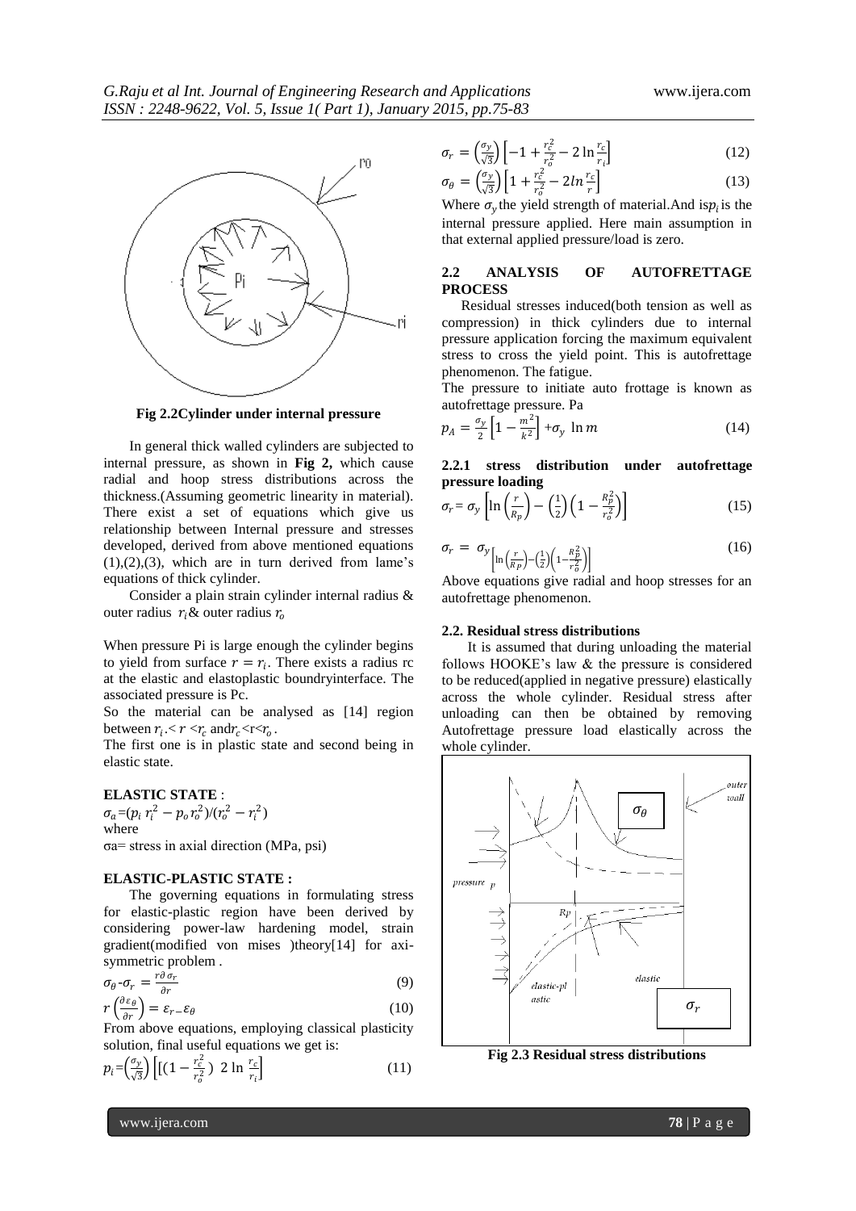**Fig 2.2Cylinder under internal pressure**

In general thick walled cylinders are subjected to internal pressure, as shown in **Fig 2,** which cause radial and hoop stress distributions across the thickness.(Assuming geometric linearity in material). There exist a set of equations which give us relationship between Internal pressure and stresses developed, derived from above mentioned equations (1),(2),(3), which are in turn derived from lame's equations of thick cylinder.

Consider a plain strain cylinder internal radius & outer radius $r_i$& outer radius $r_o$

When pressure Pi is large enough the cylinder begins to yield from surface $r = r_i$. There exists a radius rc at the elastic and elastoplastic boundryinterface. The associated pressure is Pc.

So the material can be analysed as [14] region between $r_i .< r < r_c$ and$r_c$<r<$r_o$.

The first one is in plastic state and second being in elastic state.

**ELASTIC STATE** :

$\sigma_a$=($p_i\, r_i^2 - p_o r_o^2$)/($r_o^2 - r_i^2$)

where

σa= stress in axial direction (MPa, psi)

**ELASTIC-PLASTIC STATE :**

The governing equations in formulating stress for elastic-plastic region have been derived by considering power-law hardening model, strain gradient(modified von mises )theory[14] for axi-symmetric problem .

$$\sigma_\theta\text{-}\sigma_r = \frac{r\partial\,\sigma_r}{\partial r} \quad (9)$$

$$r\left(\frac{\partial\varepsilon_\theta}{\partial r}\right) = \varepsilon_{r-}\varepsilon_\theta \quad (10)$$

From above equations, employing classical plasticity solution, final useful equations we get is:

$$p_i=\left(\frac{\sigma_y}{\sqrt{3}}\right)\left[\left[(1 - \frac{r_c^2}{r_o^2}\right)\ 2\ln\frac{r_c}{r_i}\right] \quad (11)$$

$$\sigma_r = \left(\frac{\sigma_y}{\sqrt{3}}\right)\left[-1 + \frac{r_c^2}{r_o^2} - 2\ln\frac{r_c}{r_i}\right] \quad (12)$$

$$\sigma_\theta = \left(\frac{\sigma_y}{\sqrt{3}}\right)\left[1 + \frac{r_c^2}{r_o^2} - 2ln\frac{r_c}{r}\right] \quad (13)$$

Where $\sigma_y$the yield strength of material.And is$p_i$is the internal pressure applied. Here main assumption in that external applied pressure/load is zero.

## 2.2 ANALYSIS OF AUTOFRETTAGE PROCESS

Residual stresses induced(both tension as well as compression) in thick cylinders due to internal pressure application forcing the maximum equivalent stress to cross the yield point. This is autofrettage phenomenon. The fatigue.

The pressure to initiate auto frottage is known as autofrettage pressure. Pa

$$p_A = \frac{\sigma_y}{2}\left[1 - \frac{m^2}{k^2}\right] + \sigma_y\ \ln m \quad (14)$$

### 2.2.1 stress distribution under autofrettage pressure loading

$$\sigma_r = \sigma_y\left[\ln\left(\frac{r}{R_p}\right) - \left(\frac{1}{2}\right)\left(1 - \frac{R_p^2}{r_o^2}\right)\right] \quad (15)$$

$$\sigma_r = \sigma_{y\left[\ln\left(\frac{r}{R_P}\right)-\left(\frac{1}{2}\right)\left(1-\frac{R_p^2}{r_o^2}\right)\right]} \quad (16)$$

Above equations give radial and hoop stresses for an autofrettage phenomenon.

#### 2.2. Residual stress distributions

It is assumed that during unloading the material follows HOOKE's law & the pressure is considered to be reduced(applied in negative pressure) elastically across the whole cylinder. Residual stress after unloading can then be obtained by removing Autofrettage pressure load elastically across the whole cylinder.

**Fig 2.3 Residual stress distributions**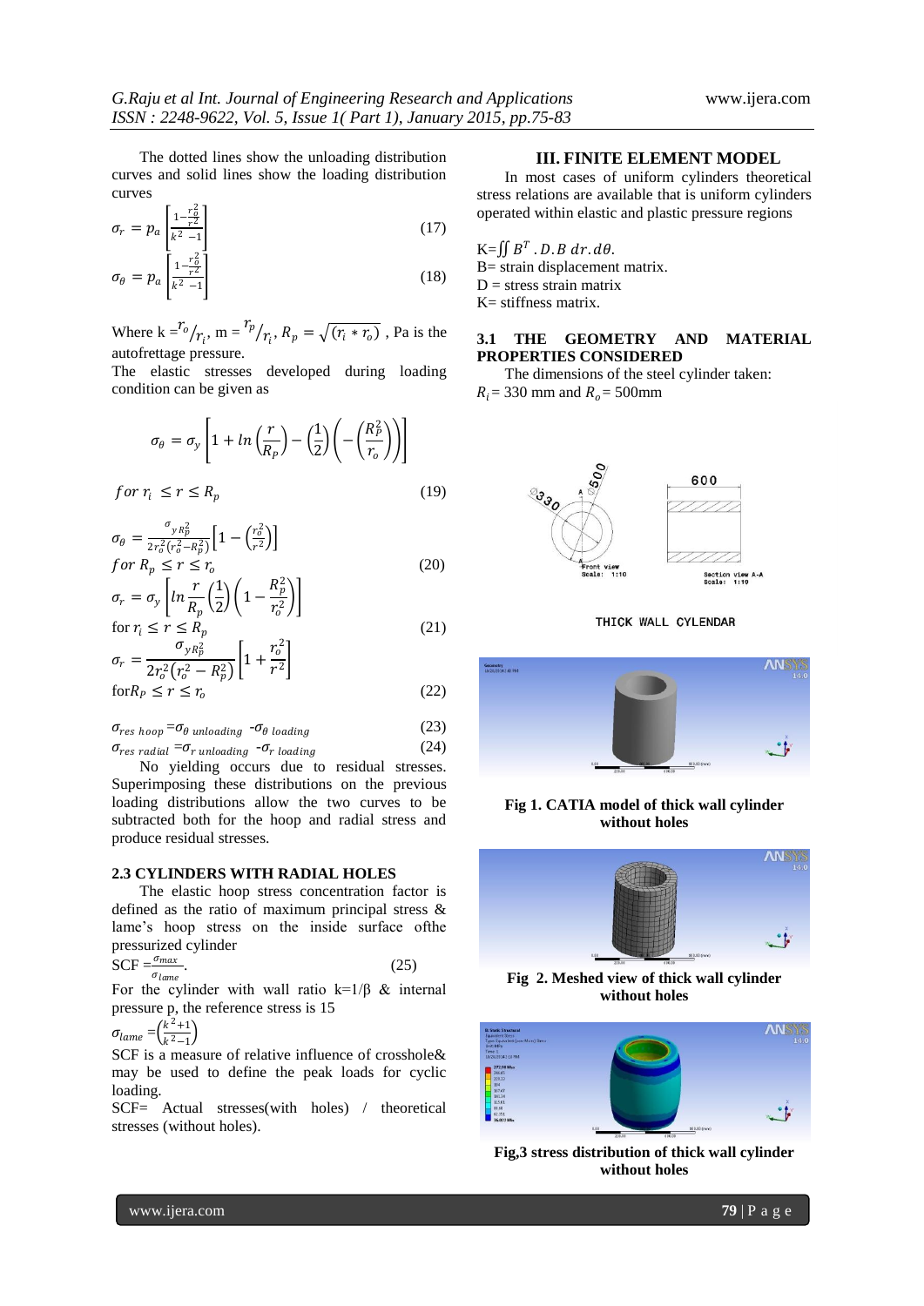The dotted lines show the unloading distribution curves and solid lines show the loading distribution curves

$$\sigma_r = p_a \left[\frac{1-\frac{r_o^2}{r^2}}{k^2-1}\right] \quad (17)$$

$$\sigma_\theta = p_a \left[\frac{1-\frac{r_o^2}{r^2}}{k^2-1}\right] \quad (18)$$

Where $k = {r_o}/{r_i}$, $m = {r_p}/{r_i}$, $R_p = \sqrt{(r_i * r_o)}$ , Pa is the autofrettage pressure.

The elastic stresses developed during loading condition can be given as

$$\sigma_\theta = \sigma_y \left[1 + ln\left(\frac{r}{R_p}\right) - \left(\frac{1}{2}\right)\left(-\left(\frac{R_p^2}{r_o}\right)\right)\right]$$

$$for\ r_i \leq r \leq R_p \quad (19)$$

$$\sigma_\theta = \frac{\sigma_y R_p^2}{2r_o^2(r_o^2 - R_p^2)}\left[1 - \left(\frac{r_o^2}{r^2}\right)\right]$$

$$for\ R_p \leq r \leq r_o \quad (20)$$

$$\sigma_r = \sigma_y \left[ln\frac{r}{R_p}\left(\frac{1}{2}\right)\left(1 - \frac{R_p^2}{r_o^2}\right)\right]$$

$$\text{for}\ r_i \leq r \leq R_p \quad (21)$$

$$\sigma_r = \frac{\sigma_y R_p^2}{2r_o^2(r_o^2 - R_p^2)}\left[1 + \frac{r_o^2}{r^2}\right]$$

$$\text{for} R_P \leq r \leq r_o \quad (22)$$

$$\sigma_{res\ hoop} = \sigma_{\theta\ unloading} - \sigma_{\theta\ loading} \quad (23)$$

$$\sigma_{res\ radial} = \sigma_{r\ unloading} - \sigma_{r\ loading} \quad (24)$$

No yielding occurs due to residual stresses. Superimposing these distributions on the previous loading distributions allow the two curves to be subtracted both for the hoop and radial stress and produce residual stresses.

### 2.3 CYLINDERS WITH RADIAL HOLES

The elastic hoop stress concentration factor is defined as the ratio of maximum principal stress & lame's hoop stress on the inside surface ofthe pressurized cylinder

$$\text{SCF} = \frac{\sigma_{max}}{\sigma_{lame}}. \quad (25)$$

For the cylinder with wall ratio k=1/β & internal pressure p, the reference stress is 15

$$\sigma_{lame} = \left(\frac{k^2+1}{k^2-1}\right)$$

SCF is a measure of relative influence of crosshole& may be used to define the peak loads for cyclic loading.

SCF= Actual stresses(with holes) / theoretical stresses (without holes).

## III. FINITE ELEMENT MODEL

In most cases of uniform cylinders theoretical stress relations are available that is uniform cylinders operated within elastic and plastic pressure regions

K=$\iint B^T . D.B\ dr.d\theta$.

B= strain displacement matrix.

D = stress strain matrix

K= stiffness matrix.

### 3.1 THE GEOMETRY AND MATERIAL PROPERTIES CONSIDERED

The dimensions of the steel cylinder taken: $R_i$= 330 mm and $R_o$= 500mm

THICK WALL CYLENDAR

Fig 1. CATIA model of thick wall cylinder without holes

Fig 2. Meshed view of thick wall cylinder without holes

Fig,3 stress distribution of thick wall cylinder without holes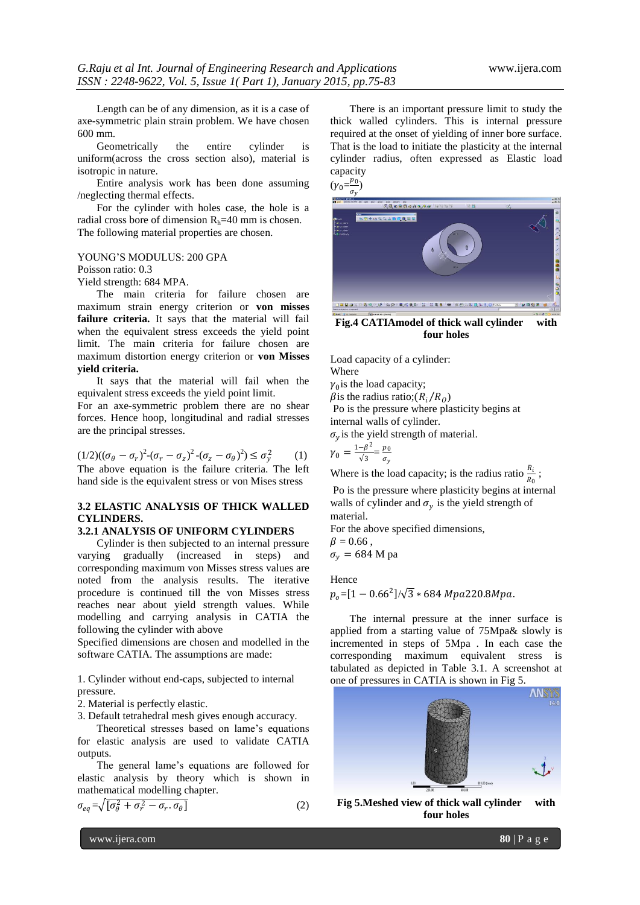Length can be of any dimension, as it is a case of axe-symmetric plain strain problem. We have chosen 600 mm.

Geometrically the entire cylinder is uniform(across the cross section also), material is isotropic in nature.

Entire analysis work has been done assuming /neglecting thermal effects.

For the cylinder with holes case, the hole is a radial cross bore of dimension $R_h$=40 mm is chosen. The following material properties are chosen.

YOUNG'S MODULUS: 200 GPA

Poisson ratio: 0.3

Yield strength: 684 MPA.

The main criteria for failure chosen are maximum strain energy criterion or **von misses failure criteria.** It says that the material will fail when the equivalent stress exceeds the yield point limit. The main criteria for failure chosen are maximum distortion energy criterion or **von Misses yield criteria.**

It says that the material will fail when the equivalent stress exceeds the yield point limit.

For an axe-symmetric problem there are no shear forces. Hence hoop, longitudinal and radial stresses are the principal stresses.

$$(1/2)((\sigma_\theta - \sigma_r)^2 - (\sigma_r - \sigma_z)^2 - (\sigma_z - \sigma_\theta)^2) \leq \sigma_y^2 \qquad (1)$$

The above equation is the failure criteria. The left hand side is the equivalent stress or von Mises stress

### 3.2 ELASTIC ANALYSIS OF THICK WALLED CYLINDERS.

#### 3.2.1 ANALYSIS OF UNIFORM CYLINDERS

Cylinder is then subjected to an internal pressure varying gradually (increased in steps) and corresponding maximum von Misses stress values are noted from the analysis results. The iterative procedure is continued till the von Misses stress reaches near about yield strength values. While modelling and carrying analysis in CATIA the following the cylinder with above

Specified dimensions are chosen and modelled in the software CATIA. The assumptions are made:

1. Cylinder without end-caps, subjected to internal pressure.
2. Material is perfectly elastic.
3. Default tetrahedral mesh gives enough accuracy.

Theoretical stresses based on Lame's equations for elastic analysis are used to validate CATIA outputs.

The general lame's equations are followed for elastic analysis by theory which is shown in mathematical modelling chapter.

$$\sigma_{eq} = \sqrt{[\sigma_\theta^2 + \sigma_r^2 - \sigma_r . \sigma_\theta]} \qquad (2)$$

There is an important pressure limit to study the thick walled cylinders. This is internal pressure required at the onset of yielding of inner bore surface. That is the load to initiate the plasticity at the internal cylinder radius, often expressed as Elastic load capacity

$(\gamma_0 = \frac{p_0}{\sigma_y})$

**Fig.4 CATIAmodel of thick wall cylinder with four holes**

Load capacity of a cylinder:

Where

$\gamma_0$ is the load capacity;

$\beta$ is the radius ratio;$(R_i/R_O)$

Po is the pressure where plasticity begins at internal walls of cylinder.

$\sigma_y$ is the yield strength of material.

$$\gamma_0 = \frac{1-\beta^2}{\sqrt{3}} = \frac{p_0}{\sigma_y}$$

Where is the load capacity; is the radius ratio $\frac{R_i}{R_0}$ ;

Po is the pressure where plasticity begins at internal walls of cylinder and $\sigma_y$ is the yield strength of material.

For the above specified dimensions,

$\beta = 0.66$ ,

$\sigma_y = 684$ M pa

Hence

$p_o = [1 - 0.66^2]/\sqrt{3} * 684\ Mpa 220.8 Mpa.$

The internal pressure at the inner surface is applied from a starting value of 75Mpa& slowly is incremented in steps of 5Mpa . In each case the corresponding maximum equivalent stress is tabulated as depicted in Table 3.1. A screenshot at one of pressures in CATIA is shown in Fig 5.

**Fig 5.Meshed view of thick wall cylinder with four holes**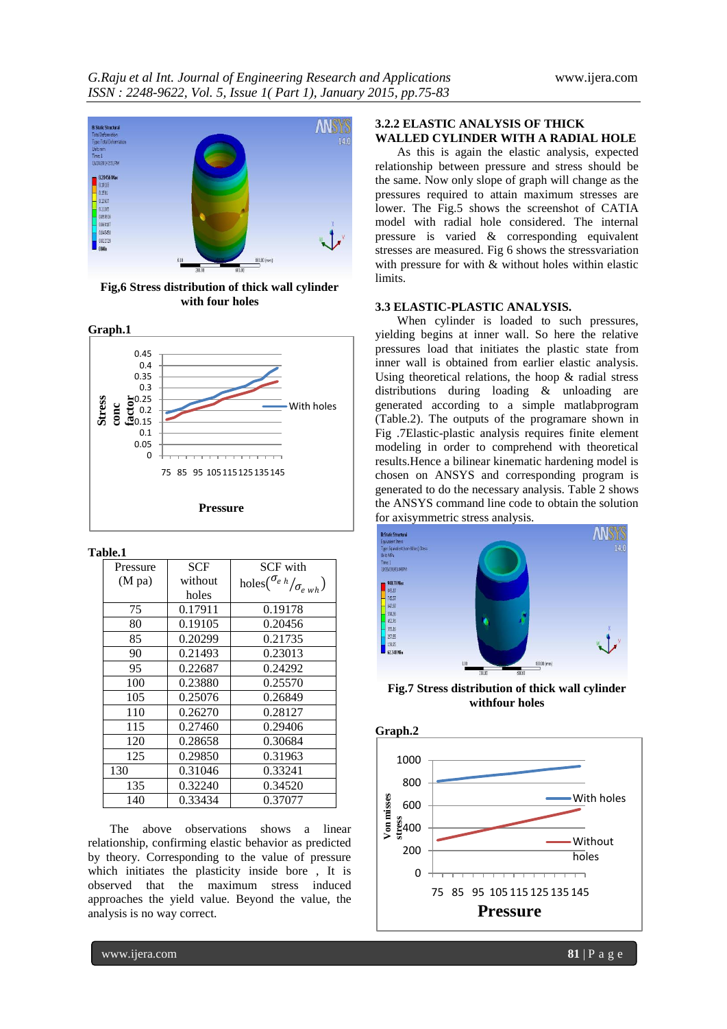Fig,6 Stress distribution of thick wall cylinder with four holes

**Graph.1**

**Table.1**

| Pressure (M pa) | SCF without holes | SCF with holes($\sigma_{e\,h}/\sigma_{e\,wh}$) |
|---|---|---|
| 75 | 0.17911 | 0.19178 |
| 80 | 0.19105 | 0.20456 |
| 85 | 0.20299 | 0.21735 |
| 90 | 0.21493 | 0.23013 |
| 95 | 0.22687 | 0.24292 |
| 100 | 0.23880 | 0.25570 |
| 105 | 0.25076 | 0.26849 |
| 110 | 0.26270 | 0.28127 |
| 115 | 0.27460 | 0.29406 |
| 120 | 0.28658 | 0.30684 |
| 125 | 0.29850 | 0.31963 |
| 130 | 0.31046 | 0.33241 |
| 135 | 0.32240 | 0.34520 |
| 140 | 0.33434 | 0.37077 |

The above observations shows a linear relationship, confirming elastic behavior as predicted by theory. Corresponding to the value of pressure which initiates the plasticity inside bore , It is observed that the maximum stress induced approaches the yield value. Beyond the value, the analysis is no way correct.

### 3.2.2 ELASTIC ANALYSIS OF THICK WALLED CYLINDER WITH A RADIAL HOLE

As this is again the elastic analysis, expected relationship between pressure and stress should be the same. Now only slope of graph will change as the pressures required to attain maximum stresses are lower. The Fig.5 shows the screenshot of CATIA model with radial hole considered. The internal pressure is varied & corresponding equivalent stresses are measured. Fig 6 shows the stressvariation with pressure for with & without holes within elastic limits.

### 3.3 ELASTIC-PLASTIC ANALYSIS.

When cylinder is loaded to such pressures, yielding begins at inner wall. So here the relative pressures load that initiates the plastic state from inner wall is obtained from earlier elastic analysis. Using theoretical relations, the hoop & radial stress distributions during loading & unloading are generated according to a simple matlabprogram (Table.2). The outputs of the programare shown in Fig .7Elastic-plastic analysis requires finite element modeling in order to comprehend with theoretical results.Hence a bilinear kinematic hardening model is chosen on ANSYS and corresponding program is generated to do the necessary analysis. Table 2 shows the ANSYS command line code to obtain the solution for axisymmetric stress analysis.

Fig.7 Stress distribution of thick wall cylinder withfour holes

**Graph.2**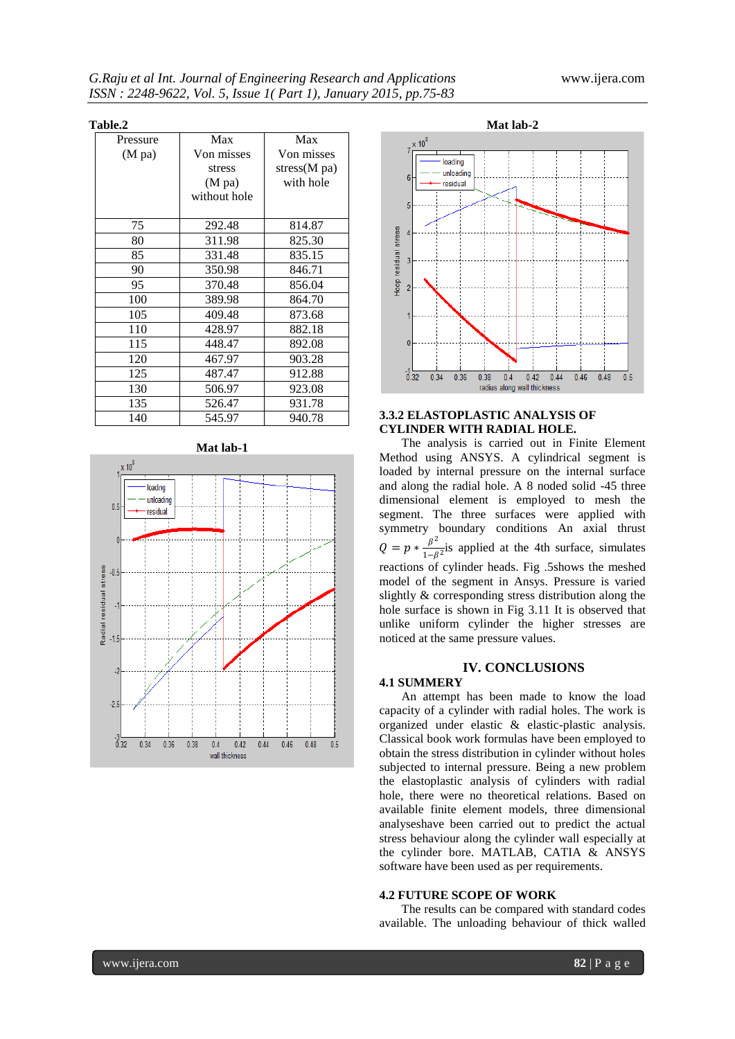**Table.2**

| Pressure (M pa) | Max Von misses stress (M pa) without hole | Max Von misses stress(M pa) with hole |
|---|---|---|
| 75 | 292.48 | 814.87 |
| 80 | 311.98 | 825.30 |
| 85 | 331.48 | 835.15 |
| 90 | 350.98 | 846.71 |
| 95 | 370.48 | 856.04 |
| 100 | 389.98 | 864.70 |
| 105 | 409.48 | 873.68 |
| 110 | 428.97 | 882.18 |
| 115 | 448.47 | 892.08 |
| 120 | 467.97 | 903.28 |
| 125 | 487.47 | 912.88 |
| 130 | 506.97 | 923.08 |
| 135 | 526.47 | 931.78 |
| 140 | 545.97 | 940.78 |

**Mat lab-1**

**Mat lab-2**

### 3.3.2 ELASTOPLASTIC ANALYSIS OF CYLINDER WITH RADIAL HOLE.

The analysis is carried out in Finite Element Method using ANSYS. A cylindrical segment is loaded by internal pressure on the internal surface and along the radial hole. A 8 noded solid -45 three dimensional element is employed to mesh the segment. The three surfaces were applied with symmetry boundary conditions An axial thrust $Q = p * \frac{\beta^2}{1-\beta^2}$ is applied at the 4th surface, simulates reactions of cylinder heads. Fig .5shows the meshed model of the segment in Ansys. Pressure is varied slightly & corresponding stress distribution along the hole surface is shown in Fig 3.11 It is observed that unlike uniform cylinder the higher stresses are noticed at the same pressure values.

## IV. CONCLUSIONS

### 4.1 SUMMERY

An attempt has been made to know the load capacity of a cylinder with radial holes. The work is organized under elastic & elastic-plastic analysis. Classical book work formulas have been employed to obtain the stress distribution in cylinder without holes subjected to internal pressure. Being a new problem the elastoplastic analysis of cylinders with radial hole, there were no theoretical relations. Based on available finite element models, three dimensional analyseshave been carried out to predict the actual stress behaviour along the cylinder wall especially at the cylinder bore. MATLAB, CATIA & ANSYS software have been used as per requirements.

### 4.2 FUTURE SCOPE OF WORK

The results can be compared with standard codes available. The unloading behaviour of thick walled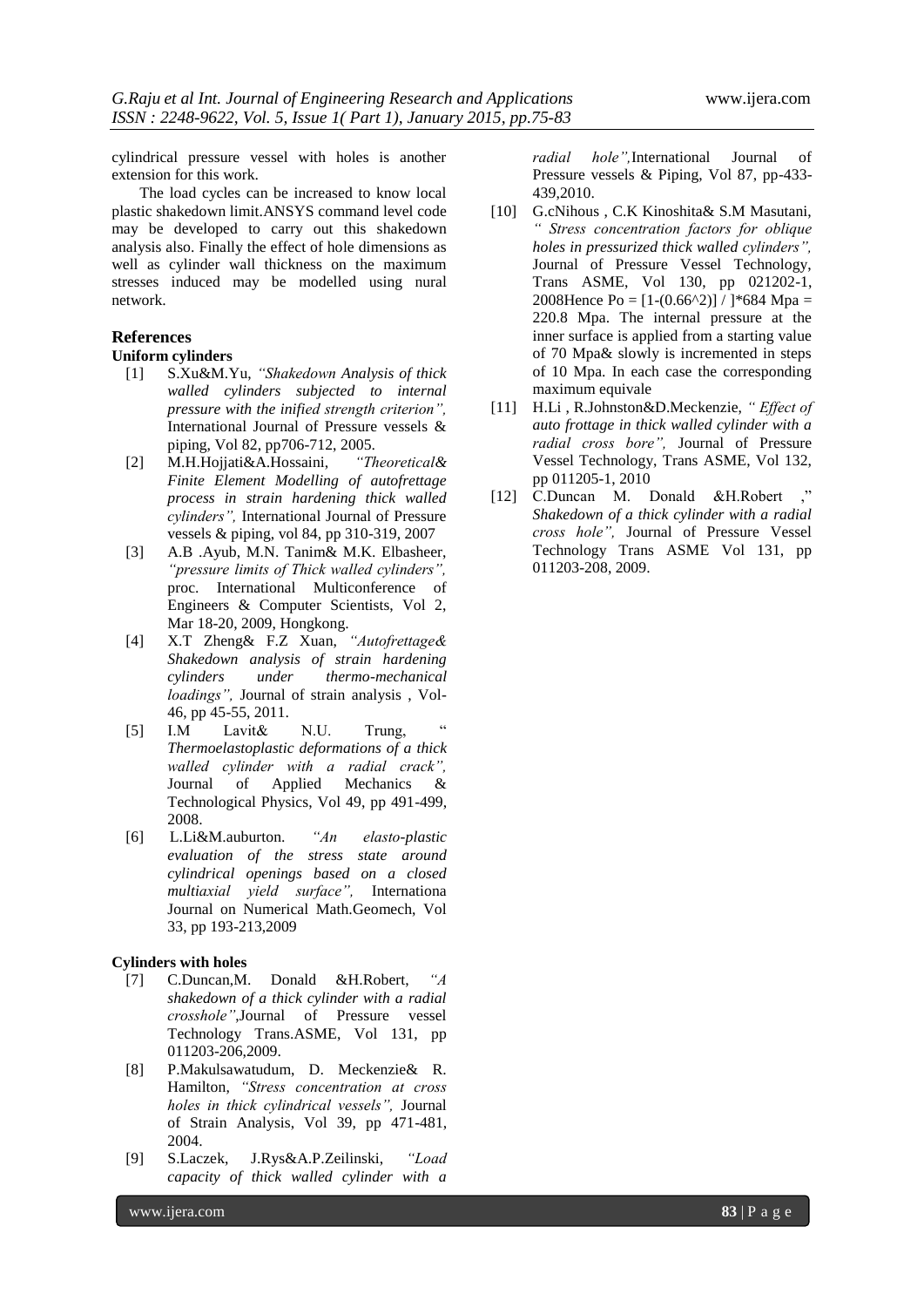cylindrical pressure vessel with holes is another extension for this work.

The load cycles can be increased to know local plastic shakedown limit.ANSYS command level code may be developed to carry out this shakedown analysis also. Finally the effect of hole dimensions as well as cylinder wall thickness on the maximum stresses induced may be modelled using nural network.

## References

### Uniform cylinders

[1] S.Xu&M.Yu, *"Shakedown Analysis of thick walled cylinders subjected to internal pressure with the inified strength criterion",* International Journal of Pressure vessels & piping, Vol 82, pp706-712, 2005.

[2] M.H.Hojjati&A.Hossaini, *"Theoretical& Finite Element Modelling of autofrettage process in strain hardening thick walled cylinders",* International Journal of Pressure vessels & piping, vol 84, pp 310-319, 2007

[3] A.B .Ayub, M.N. Tanim& M.K. Elbasheer, *"pressure limits of Thick walled cylinders",* proc. International Multiconference of Engineers & Computer Scientists, Vol 2, Mar 18-20, 2009, Hongkong.

[4] X.T Zheng& F.Z Xuan, *"Autofrettage& Shakedown analysis of strain hardening cylinders under thermo-mechanical loadings",* Journal of strain analysis , Vol-46, pp 45-55, 2011.

[5] I.M Lavit& N.U. Trung, *" Thermoelastoplastic deformations of a thick walled cylinder with a radial crack",* Journal of Applied Mechanics & Technological Physics, Vol 49, pp 491-499, 2008.

[6] L.Li&M.auburton. *"An elasto-plastic evaluation of the stress state around cylindrical openings based on a closed multiaxial yield surface",* Internationa Journal on Numerical Math.Geomech, Vol 33, pp 193-213,2009

### Cylinders with holes

[7] C.Duncan,M. Donald &H.Robert, *"A shakedown of a thick cylinder with a radial crosshole",*Journal of Pressure vessel Technology Trans.ASME, Vol 131, pp 011203-206,2009.

[8] P.Makulsawatudum, D. Meckenzie& R. Hamilton, *"Stress concentration at cross holes in thick cylindrical vessels",* Journal of Strain Analysis, Vol 39, pp 471-481, 2004.

[9] S.Laczek, J.Rys&A.P.Zeilinski, *"Load capacity of thick walled cylinder with a radial hole",*International Journal of Pressure vessels & Piping, Vol 87, pp-433-439,2010.

[10] G.cNihous , C.K Kinoshita& S.M Masutani, *" Stress concentration factors for oblique holes in pressurized thick walled cylinders",* Journal of Pressure Vessel Technology, Trans ASME, Vol 130, pp 021202-1, 2008Hence Po = [1-(0.66^2)] / ]*684 Mpa = 220.8 Mpa. The internal pressure at the inner surface is applied from a starting value of 70 Mpa& slowly is incremented in steps of 10 Mpa. In each case the corresponding maximum equivale

[11] H.Li , R.Johnston&D.Meckenzie, *" Effect of auto frottage in thick walled cylinder with a radial cross bore",* Journal of Pressure Vessel Technology, Trans ASME, Vol 132, pp 011205-1, 2010

[12] C.Duncan M. Donald &H.Robert ," *Shakedown of a thick cylinder with a radial cross hole",* Journal of Pressure Vessel Technology Trans ASME Vol 131, pp 011203-208, 2009.